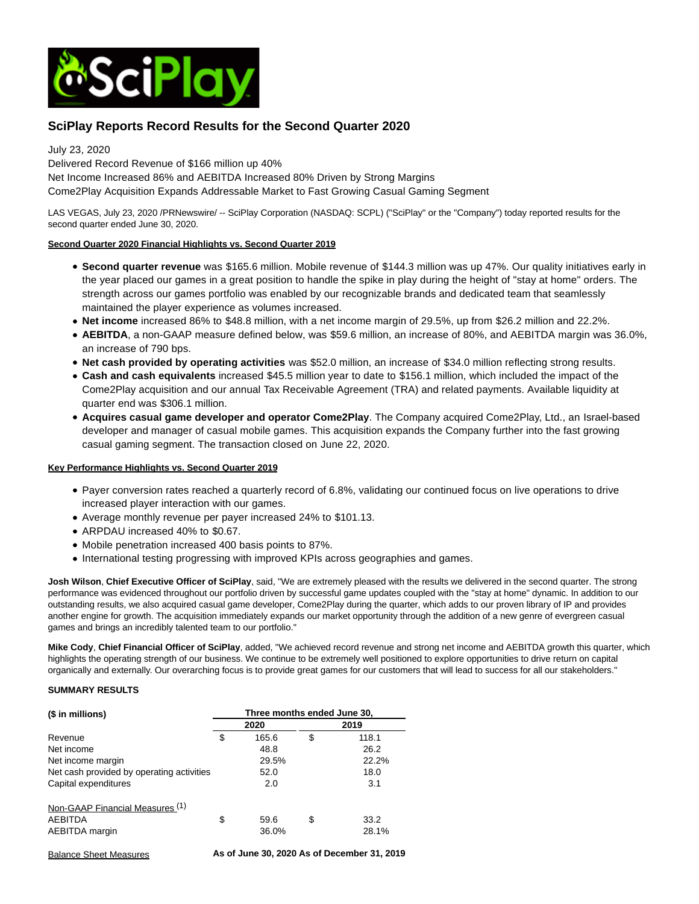# SciPlay Reports Record Results for the Second Quarter 2020

July 23, 2020
Delivered Record Revenue of $166 million up 40%
Net Income Increased 86% and AEBITDA Increased 80% Driven by Strong Margins
Come2Play Acquisition Expands Addressable Market to Fast Growing Casual Gaming Segment

LAS VEGAS, July 23, 2020 /PRNewswire/ -- SciPlay Corporation (NASDAQ: SCPL) ("SciPlay" or the "Company") today reported results for the second quarter ended June 30, 2020.

**Second Quarter 2020 Financial Highlights vs. Second Quarter 2019**

- **Second quarter revenue** was $165.6 million. Mobile revenue of $144.3 million was up 47%. Our quality initiatives early in the year placed our games in a great position to handle the spike in play during the height of "stay at home" orders. The strength across our games portfolio was enabled by our recognizable brands and dedicated team that seamlessly maintained the player experience as volumes increased.
- **Net income** increased 86% to $48.8 million, with a net income margin of 29.5%, up from $26.2 million and 22.2%.
- **AEBITDA**, a non-GAAP measure defined below, was $59.6 million, an increase of 80%, and AEBITDA margin was 36.0%, an increase of 790 bps.
- **Net cash provided by operating activities** was $52.0 million, an increase of $34.0 million reflecting strong results.
- **Cash and cash equivalents** increased $45.5 million year to date to $156.1 million, which included the impact of the Come2Play acquisition and our annual Tax Receivable Agreement (TRA) and related payments. Available liquidity at quarter end was $306.1 million.
- **Acquires casual game developer and operator Come2Play**. The Company acquired Come2Play, Ltd., an Israel-based developer and manager of casual mobile games. This acquisition expands the Company further into the fast growing casual gaming segment. The transaction closed on June 22, 2020.

**Key Performance Highlights vs. Second Quarter 2019**

- Payer conversion rates reached a quarterly record of 6.8%, validating our continued focus on live operations to drive increased player interaction with our games.
- Average monthly revenue per payer increased 24% to $101.13.
- ARPDAU increased 40% to $0.67.
- Mobile penetration increased 400 basis points to 87%.
- International testing progressing with improved KPIs across geographies and games.

**Josh Wilson**, **Chief Executive Officer of SciPlay**, said, "We are extremely pleased with the results we delivered in the second quarter. The strong performance was evidenced throughout our portfolio driven by successful game updates coupled with the "stay at home" dynamic. In addition to our outstanding results, we also acquired casual game developer, Come2Play during the quarter, which adds to our proven library of IP and provides another engine for growth. The acquisition immediately expands our market opportunity through the addition of a new genre of evergreen casual games and brings an incredibly talented team to our portfolio."

**Mike Cody**, **Chief Financial Officer of SciPlay**, added, "We achieved record revenue and strong net income and AEBITDA growth this quarter, which highlights the operating strength of our business. We continue to be extremely well positioned to explore opportunities to drive return on capital organically and externally. Our overarching focus is to provide great games for our customers that will lead to success for all our stakeholders."

**SUMMARY RESULTS**

| ($ in millions) | Three months ended June 30, | | | |
|---|---|---|---|---|
| | 2020 | | 2019 | |
| Revenue | $ | 165.6 | $ | 118.1 |
| Net income | | 48.8 | | 26.2 |
| Net income margin | | 29.5% | | 22.2% |
| Net cash provided by operating activities | | 52.0 | | 18.0 |
| Capital expenditures | | 2.0 | | 3.1 |
| | | | | |
| Non-GAAP Financial Measures [1] | | | | |
| AEBITDA | $ | 59.6 | $ | 33.2 |
| AEBITDA margin | | 36.0% | | 28.1% |

| Balance Sheet Measures | As of June 30, 2020 | As of December 31, 2019 |
|---|---|---|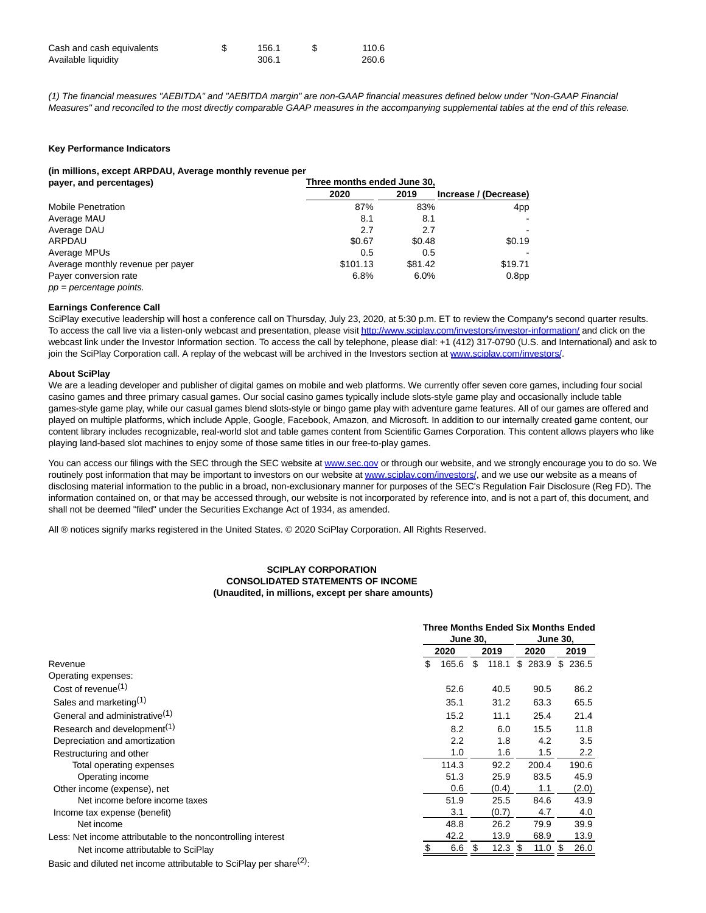| | | |
|---|---|---|
| Cash and cash equivalents | $ 156.1 | $ 110.6 |
| Available liquidity | 306.1 | 260.6 |

*(1) The financial measures "AEBITDA" and "AEBITDA margin" are non-GAAP financial measures defined below under "Non-GAAP Financial Measures" and reconciled to the most directly comparable GAAP measures in the accompanying supplemental tables at the end of this release.*

**Key Performance Indicators**

| (in millions, except ARPDAU, Average monthly revenue per payer, and percentages) | Three months ended June 30, | | |
|---|---|---|---|
| | 2020 | 2019 | Increase / (Decrease) |
| Mobile Penetration | 87% | 83% | 4pp |
| Average MAU | 8.1 | 8.1 | - |
| Average DAU | 2.7 | 2.7 | - |
| ARPDAU | $0.67 | $0.48 | $0.19 |
| Average MPUs | 0.5 | 0.5 | - |
| Average monthly revenue per payer | $101.13 | $81.42 | $19.71 |
| Payer conversion rate | 6.8% | 6.0% | 0.8pp |

*pp = percentage points.*

**Earnings Conference Call**

SciPlay executive leadership will host a conference call on Thursday, July 23, 2020, at 5:30 p.m. ET to review the Company's second quarter results. To access the call live via a listen-only webcast and presentation, please visit http://www.sciplay.com/investors/investor-information/ and click on the webcast link under the Investor Information section. To access the call by telephone, please dial: +1 (412) 317-0790 (U.S. and International) and ask to join the SciPlay Corporation call. A replay of the webcast will be archived in the Investors section at www.sciplay.com/investors/.

**About SciPlay**

We are a leading developer and publisher of digital games on mobile and web platforms. We currently offer seven core games, including four social casino games and three primary casual games. Our social casino games typically include slots-style game play and occasionally include table games-style game play, while our casual games blend slots-style or bingo game play with adventure game features. All of our games are offered and played on multiple platforms, which include Apple, Google, Facebook, Amazon, and Microsoft. In addition to our internally created game content, our content library includes recognizable, real-world slot and table games content from Scientific Games Corporation. This content allows players who like playing land-based slot machines to enjoy some of those same titles in our free-to-play games.

You can access our filings with the SEC through the SEC website at www.sec.gov or through our website, and we strongly encourage you to do so. We routinely post information that may be important to investors on our website at www.sciplay.com/investors/, and we use our website as a means of disclosing material information to the public in a broad, non-exclusionary manner for purposes of the SEC's Regulation Fair Disclosure (Reg FD). The information contained on, or that may be accessed through, our website is not incorporated by reference into, and is not a part of, this document, and shall not be deemed "filed" under the Securities Exchange Act of 1934, as amended.

All ® notices signify marks registered in the United States. © 2020 SciPlay Corporation. All Rights Reserved.

**SCIPLAY CORPORATION**
**CONSOLIDATED STATEMENTS OF INCOME**
**(Unaudited, in millions, except per share amounts)**

| | Three Months Ended June 30, | | Six Months Ended June 30, | |
|---|---|---|---|---|
| | 2020 | 2019 | 2020 | 2019 |
| Revenue | $ 165.6 | $ 118.1 | $ 283.9 | $ 236.5 |
| Operating expenses: | | | | |
| Cost of revenue[1] | 52.6 | 40.5 | 90.5 | 86.2 |
| Sales and marketing[1] | 35.1 | 31.2 | 63.3 | 65.5 |
| General and administrative[1] | 15.2 | 11.1 | 25.4 | 21.4 |
| Research and development[1] | 8.2 | 6.0 | 15.5 | 11.8 |
| Depreciation and amortization | 2.2 | 1.8 | 4.2 | 3.5 |
| Restructuring and other | 1.0 | 1.6 | 1.5 | 2.2 |
| Total operating expenses | 114.3 | 92.2 | 200.4 | 190.6 |
| Operating income | 51.3 | 25.9 | 83.5 | 45.9 |
| Other income (expense), net | 0.6 | (0.4) | 1.1 | (2.0) |
| Net income before income taxes | 51.9 | 25.5 | 84.6 | 43.9 |
| Income tax expense (benefit) | 3.1 | (0.7) | 4.7 | 4.0 |
| Net income | 48.8 | 26.2 | 79.9 | 39.9 |
| Less: Net income attributable to the noncontrolling interest | 42.2 | 13.9 | 68.9 | 13.9 |
| Net income attributable to SciPlay | $ 6.6 | $ 12.3 | $ 11.0 | $ 26.0 |
| Basic and diluted net income attributable to SciPlay per share[2]: | | | | |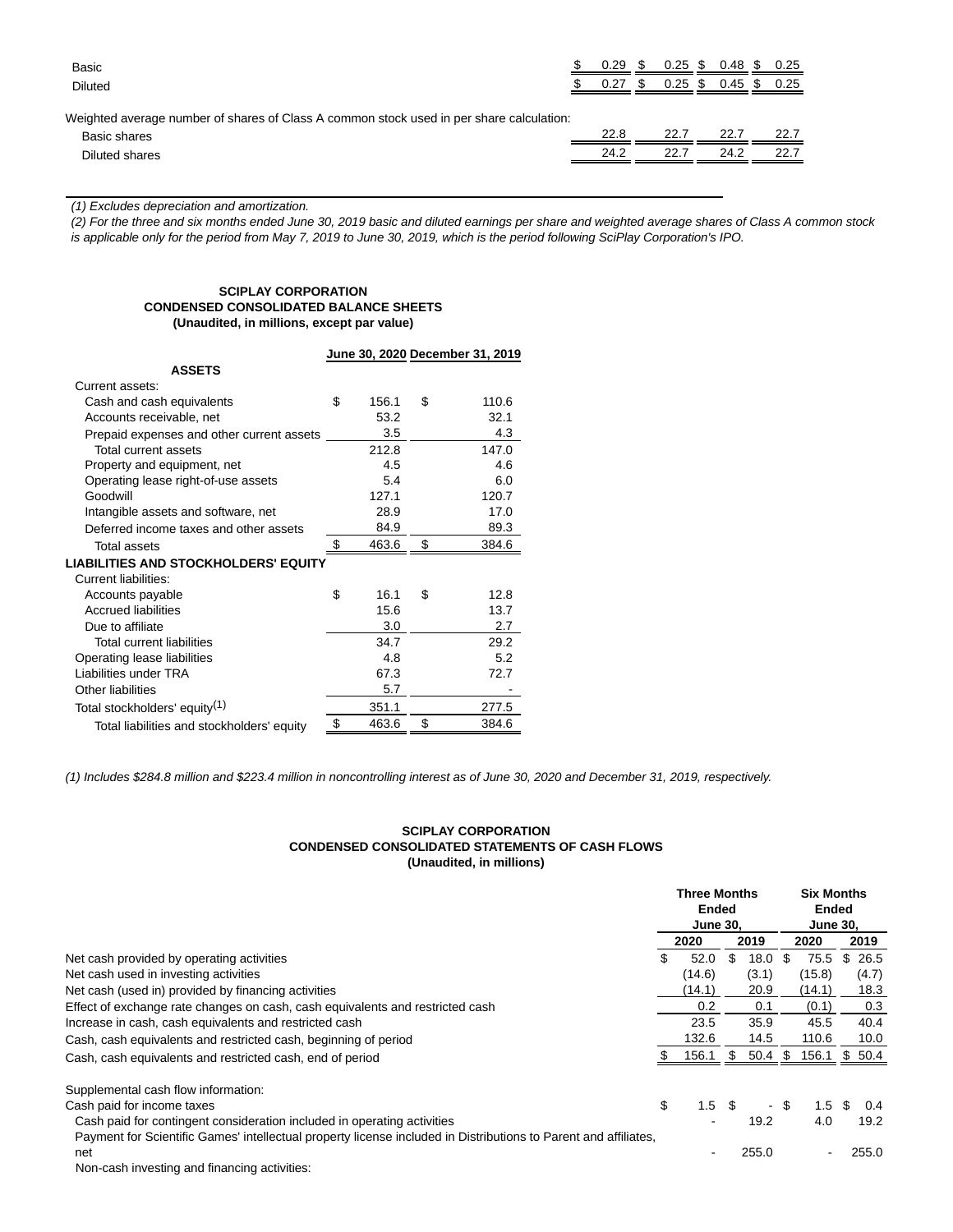| | | | | |
|---|---|---|---|---|
| Basic | $ 0.29 | $ 0.25 | $ 0.48 | $ 0.25 |
| Diluted | $ 0.27 | $ 0.25 | $ 0.45 | $ 0.25 |
| | | | | |
| Weighted average number of shares of Class A common stock used in per share calculation: | | | | |
| Basic shares | 22.8 | 22.7 | 22.7 | 22.7 |
| Diluted shares | 24.2 | 22.7 | 24.2 | 22.7 |

*(1) Excludes depreciation and amortization.*

*(2) For the three and six months ended June 30, 2019 basic and diluted earnings per share and weighted average shares of Class A common stock is applicable only for the period from May 7, 2019 to June 30, 2019, which is the period following SciPlay Corporation's IPO.*

**SCIPLAY CORPORATION**
**CONDENSED CONSOLIDATED BALANCE SHEETS**
**(Unaudited, in millions, except par value)**

| | June 30, 2020 | December 31, 2019 |
|---|---|---|
| **ASSETS** | | |
| Current assets: | | |
| Cash and cash equivalents | $ 156.1 | $ 110.6 |
| Accounts receivable, net | 53.2 | 32.1 |
| Prepaid expenses and other current assets | 3.5 | 4.3 |
| Total current assets | 212.8 | 147.0 |
| Property and equipment, net | 4.5 | 4.6 |
| Operating lease right-of-use assets | 5.4 | 6.0 |
| Goodwill | 127.1 | 120.7 |
| Intangible assets and software, net | 28.9 | 17.0 |
| Deferred income taxes and other assets | 84.9 | 89.3 |
| Total assets | $ 463.6 | $ 384.6 |
| **LIABILITIES AND STOCKHOLDERS' EQUITY** | | |
| Current liabilities: | | |
| Accounts payable | $ 16.1 | $ 12.8 |
| Accrued liabilities | 15.6 | 13.7 |
| Due to affiliate | 3.0 | 2.7 |
| Total current liabilities | 34.7 | 29.2 |
| Operating lease liabilities | 4.8 | 5.2 |
| Liabilities under TRA | 67.3 | 72.7 |
| Other liabilities | 5.7 | - |
| Total stockholders' equity(1) | 351.1 | 277.5 |
| Total liabilities and stockholders' equity | $ 463.6 | $ 384.6 |

*(1) Includes $284.8 million and $223.4 million in noncontrolling interest as of June 30, 2020 and December 31, 2019, respectively.*

**SCIPLAY CORPORATION**
**CONDENSED CONSOLIDATED STATEMENTS OF CASH FLOWS**
**(Unaudited, in millions)**

| | Three Months Ended June 30, | | Six Months Ended June 30, | |
|---|---|---|---|---|
| | 2020 | 2019 | 2020 | 2019 |
| Net cash provided by operating activities | $ 52.0 | $ 18.0 | $ 75.5 | $ 26.5 |
| Net cash used in investing activities | (14.6) | (3.1) | (15.8) | (4.7) |
| Net cash (used in) provided by financing activities | (14.1) | 20.9 | (14.1) | 18.3 |
| Effect of exchange rate changes on cash, cash equivalents and restricted cash | 0.2 | 0.1 | (0.1) | 0.3 |
| Increase in cash, cash equivalents and restricted cash | 23.5 | 35.9 | 45.5 | 40.4 |
| Cash, cash equivalents and restricted cash, beginning of period | 132.6 | 14.5 | 110.6 | 10.0 |
| Cash, cash equivalents and restricted cash, end of period | $ 156.1 | $ 50.4 | $ 156.1 | $ 50.4 |
| | | | | |
| Supplemental cash flow information: | | | | |
| Cash paid for income taxes | $ 1.5 | $ - | $ 1.5 | $ 0.4 |
| Cash paid for contingent consideration included in operating activities | - | 19.2 | 4.0 | 19.2 |
| Payment for Scientific Games' intellectual property license included in Distributions to Parent and affiliates, net | - | 255.0 | - | 255.0 |
| Non-cash investing and financing activities: | | | | |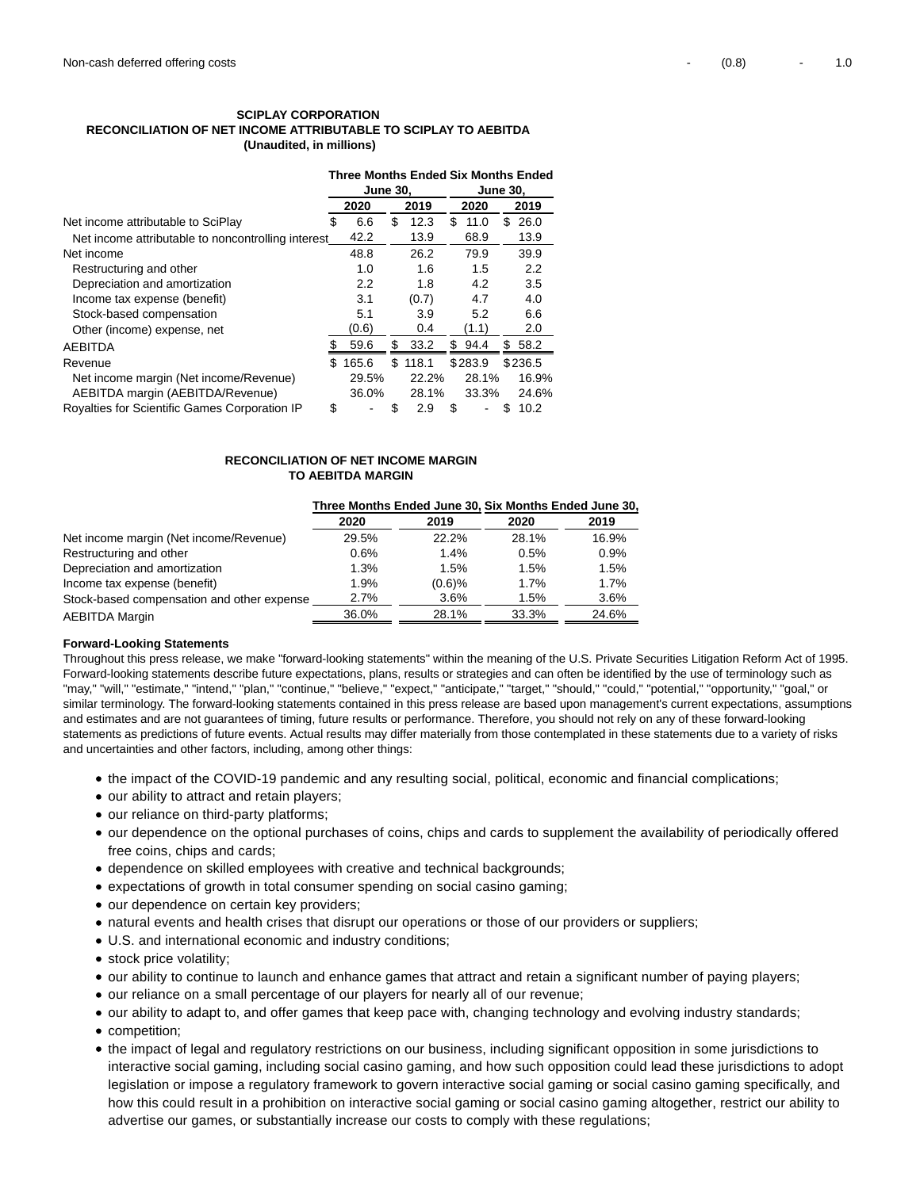| | | | | |
|---|---|---|---|---|
| Non-cash deferred offering costs | - | (0.8) | - | 1.0 |

**SCIPLAY CORPORATION**
**RECONCILIATION OF NET INCOME ATTRIBUTABLE TO SCIPLAY TO AEBITDA**
**(Unaudited, in millions)**

| | Three Months Ended June 30, | | Six Months Ended June 30, | |
|---|---|---|---|---|
| | 2020 | 2019 | 2020 | 2019 |
| Net income attributable to SciPlay | $ 6.6 | $ 12.3 | $ 11.0 | $ 26.0 |
| Net income attributable to noncontrolling interest | 42.2 | 13.9 | 68.9 | 13.9 |
| Net income | 48.8 | 26.2 | 79.9 | 39.9 |
| Restructuring and other | 1.0 | 1.6 | 1.5 | 2.2 |
| Depreciation and amortization | 2.2 | 1.8 | 4.2 | 3.5 |
| Income tax expense (benefit) | 3.1 | (0.7) | 4.7 | 4.0 |
| Stock-based compensation | 5.1 | 3.9 | 5.2 | 6.6 |
| Other (income) expense, net | (0.6) | 0.4 | (1.1) | 2.0 |
| AEBITDA | $ 59.6 | $ 33.2 | $ 94.4 | $ 58.2 |
| Revenue | $ 165.6 | $ 118.1 | $ 283.9 | $ 236.5 |
| Net income margin (Net income/Revenue) | 29.5% | 22.2% | 28.1% | 16.9% |
| AEBITDA margin (AEBITDA/Revenue) | 36.0% | 28.1% | 33.3% | 24.6% |
| Royalties for Scientific Games Corporation IP | $ - | $ 2.9 | $ - | $ 10.2 |

**RECONCILIATION OF NET INCOME MARGIN TO AEBITDA MARGIN**

| | Three Months Ended June 30, | | Six Months Ended June 30, | |
|---|---|---|---|---|
| | 2020 | 2019 | 2020 | 2019 |
| Net income margin (Net income/Revenue) | 29.5% | 22.2% | 28.1% | 16.9% |
| Restructuring and other | 0.6% | 1.4% | 0.5% | 0.9% |
| Depreciation and amortization | 1.3% | 1.5% | 1.5% | 1.5% |
| Income tax expense (benefit) | 1.9% | (0.6)% | 1.7% | 1.7% |
| Stock-based compensation and other expense | 2.7% | 3.6% | 1.5% | 3.6% |
| AEBITDA Margin | 36.0% | 28.1% | 33.3% | 24.6% |

**Forward-Looking Statements**

Throughout this press release, we make "forward-looking statements" within the meaning of the U.S. Private Securities Litigation Reform Act of 1995. Forward-looking statements describe future expectations, plans, results or strategies and can often be identified by the use of terminology such as "may," "will," "estimate," "intend," "plan," "continue," "believe," "expect," "anticipate," "target," "should," "could," "potential," "opportunity," "goal," or similar terminology. The forward-looking statements contained in this press release are based upon management's current expectations, assumptions and estimates and are not guarantees of timing, future results or performance. Therefore, you should not rely on any of these forward-looking statements as predictions of future events. Actual results may differ materially from those contemplated in these statements due to a variety of risks and uncertainties and other factors, including, among other things:

- the impact of the COVID-19 pandemic and any resulting social, political, economic and financial complications;
- our ability to attract and retain players;
- our reliance on third-party platforms;
- our dependence on the optional purchases of coins, chips and cards to supplement the availability of periodically offered free coins, chips and cards;
- dependence on skilled employees with creative and technical backgrounds;
- expectations of growth in total consumer spending on social casino gaming;
- our dependence on certain key providers;
- natural events and health crises that disrupt our operations or those of our providers or suppliers;
- U.S. and international economic and industry conditions;
- stock price volatility;
- our ability to continue to launch and enhance games that attract and retain a significant number of paying players;
- our reliance on a small percentage of our players for nearly all of our revenue;
- our ability to adapt to, and offer games that keep pace with, changing technology and evolving industry standards;
- competition;
- the impact of legal and regulatory restrictions on our business, including significant opposition in some jurisdictions to interactive social gaming, including social casino gaming, and how such opposition could lead these jurisdictions to adopt legislation or impose a regulatory framework to govern interactive social gaming or social casino gaming specifically, and how this could result in a prohibition on interactive social gaming or social casino gaming altogether, restrict our ability to advertise our games, or substantially increase our costs to comply with these regulations;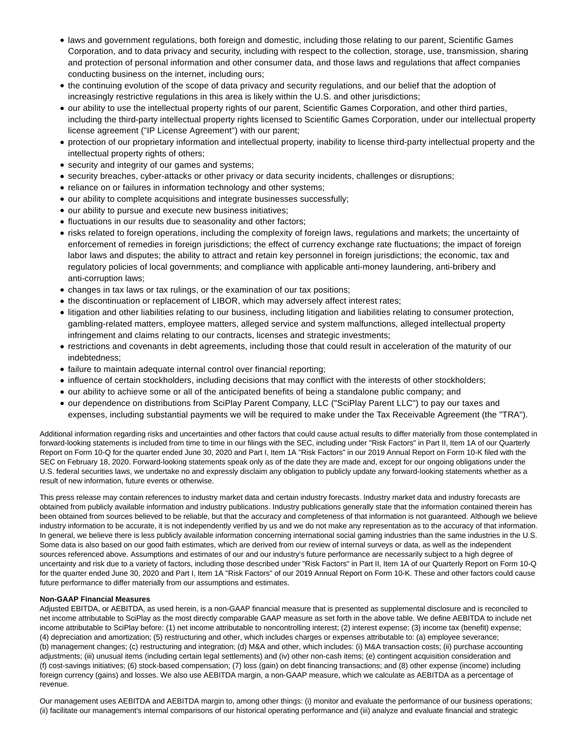- laws and government regulations, both foreign and domestic, including those relating to our parent, Scientific Games Corporation, and to data privacy and security, including with respect to the collection, storage, use, transmission, sharing and protection of personal information and other consumer data, and those laws and regulations that affect companies conducting business on the internet, including ours;
- the continuing evolution of the scope of data privacy and security regulations, and our belief that the adoption of increasingly restrictive regulations in this area is likely within the U.S. and other jurisdictions;
- our ability to use the intellectual property rights of our parent, Scientific Games Corporation, and other third parties, including the third-party intellectual property rights licensed to Scientific Games Corporation, under our intellectual property license agreement ("IP License Agreement") with our parent;
- protection of our proprietary information and intellectual property, inability to license third-party intellectual property and the intellectual property rights of others;
- security and integrity of our games and systems;
- security breaches, cyber-attacks or other privacy or data security incidents, challenges or disruptions;
- reliance on or failures in information technology and other systems;
- our ability to complete acquisitions and integrate businesses successfully;
- our ability to pursue and execute new business initiatives;
- fluctuations in our results due to seasonality and other factors;
- risks related to foreign operations, including the complexity of foreign laws, regulations and markets; the uncertainty of enforcement of remedies in foreign jurisdictions; the effect of currency exchange rate fluctuations; the impact of foreign labor laws and disputes; the ability to attract and retain key personnel in foreign jurisdictions; the economic, tax and regulatory policies of local governments; and compliance with applicable anti-money laundering, anti-bribery and anti-corruption laws;
- changes in tax laws or tax rulings, or the examination of our tax positions;
- the discontinuation or replacement of LIBOR, which may adversely affect interest rates;
- litigation and other liabilities relating to our business, including litigation and liabilities relating to consumer protection, gambling-related matters, employee matters, alleged service and system malfunctions, alleged intellectual property infringement and claims relating to our contracts, licenses and strategic investments;
- restrictions and covenants in debt agreements, including those that could result in acceleration of the maturity of our indebtedness;
- failure to maintain adequate internal control over financial reporting;
- influence of certain stockholders, including decisions that may conflict with the interests of other stockholders;
- our ability to achieve some or all of the anticipated benefits of being a standalone public company; and
- our dependence on distributions from SciPlay Parent Company, LLC ("SciPlay Parent LLC") to pay our taxes and expenses, including substantial payments we will be required to make under the Tax Receivable Agreement (the "TRA").

Additional information regarding risks and uncertainties and other factors that could cause actual results to differ materially from those contemplated in forward-looking statements is included from time to time in our filings with the SEC, including under "Risk Factors" in Part II, Item 1A of our Quarterly Report on Form 10-Q for the quarter ended June 30, 2020 and Part I, Item 1A "Risk Factors" in our 2019 Annual Report on Form 10-K filed with the SEC on February 18, 2020. Forward-looking statements speak only as of the date they are made and, except for our ongoing obligations under the U.S. federal securities laws, we undertake no and expressly disclaim any obligation to publicly update any forward-looking statements whether as a result of new information, future events or otherwise.

This press release may contain references to industry market data and certain industry forecasts. Industry market data and industry forecasts are obtained from publicly available information and industry publications. Industry publications generally state that the information contained therein has been obtained from sources believed to be reliable, but that the accuracy and completeness of that information is not guaranteed. Although we believe industry information to be accurate, it is not independently verified by us and we do not make any representation as to the accuracy of that information. In general, we believe there is less publicly available information concerning international social gaming industries than the same industries in the U.S. Some data is also based on our good faith estimates, which are derived from our review of internal surveys or data, as well as the independent sources referenced above. Assumptions and estimates of our and our industry's future performance are necessarily subject to a high degree of uncertainty and risk due to a variety of factors, including those described under "Risk Factors" in Part II, Item 1A of our Quarterly Report on Form 10-Q for the quarter ended June 30, 2020 and Part I, Item 1A "Risk Factors" of our 2019 Annual Report on Form 10-K. These and other factors could cause future performance to differ materially from our assumptions and estimates.

**Non-GAAP Financial Measures**

Adjusted EBITDA, or AEBITDA, as used herein, is a non-GAAP financial measure that is presented as supplemental disclosure and is reconciled to net income attributable to SciPlay as the most directly comparable GAAP measure as set forth in the above table. We define AEBITDA to include net income attributable to SciPlay before: (1) net income attributable to noncontrolling interest; (2) interest expense; (3) income tax (benefit) expense; (4) depreciation and amortization; (5) restructuring and other, which includes charges or expenses attributable to: (a) employee severance; (b) management changes; (c) restructuring and integration; (d) M&A and other, which includes: (i) M&A transaction costs; (ii) purchase accounting adjustments; (iii) unusual items (including certain legal settlements) and (iv) other non-cash items; (e) contingent acquisition consideration and (f) cost-savings initiatives; (6) stock-based compensation; (7) loss (gain) on debt financing transactions; and (8) other expense (income) including foreign currency (gains) and losses. We also use AEBITDA margin, a non-GAAP measure, which we calculate as AEBITDA as a percentage of revenue.

Our management uses AEBITDA and AEBITDA margin to, among other things: (i) monitor and evaluate the performance of our business operations; (ii) facilitate our management's internal comparisons of our historical operating performance and (iii) analyze and evaluate financial and strategic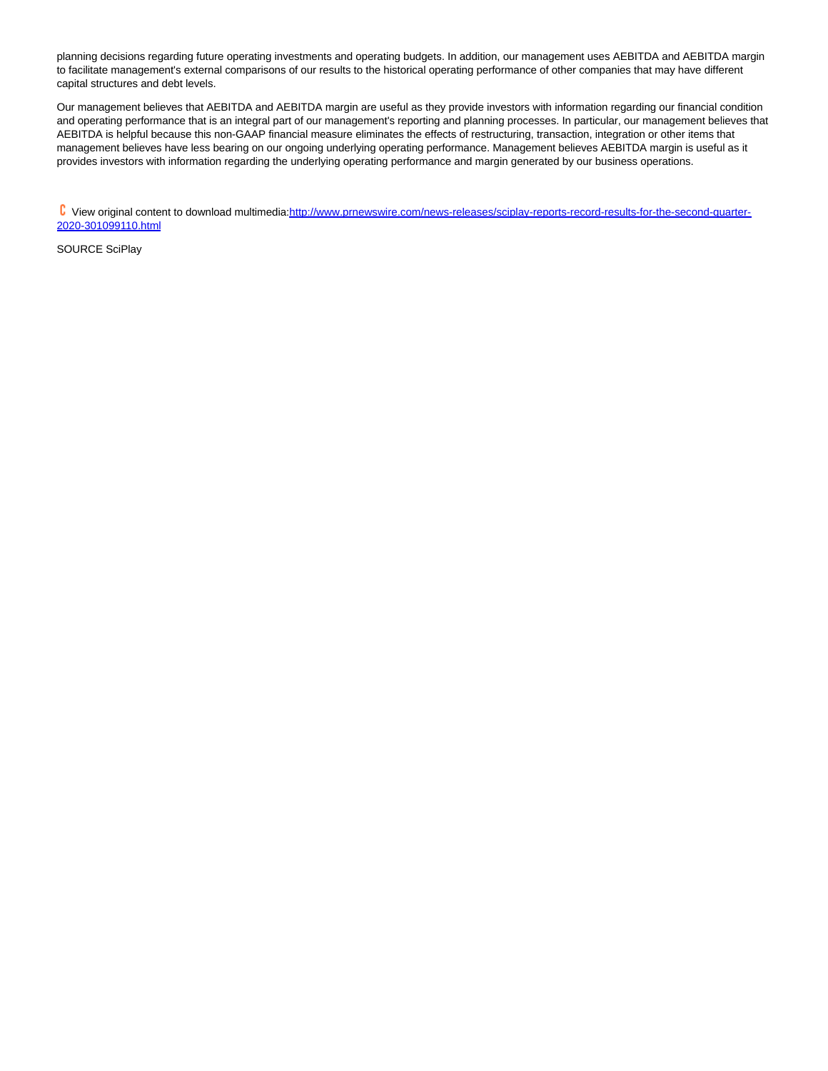planning decisions regarding future operating investments and operating budgets. In addition, our management uses AEBITDA and AEBITDA margin to facilitate management's external comparisons of our results to the historical operating performance of other companies that may have different capital structures and debt levels.

Our management believes that AEBITDA and AEBITDA margin are useful as they provide investors with information regarding our financial condition and operating performance that is an integral part of our management's reporting and planning processes. In particular, our management believes that AEBITDA is helpful because this non-GAAP financial measure eliminates the effects of restructuring, transaction, integration or other items that management believes have less bearing on our ongoing underlying operating performance. Management believes AEBITDA margin is useful as it provides investors with information regarding the underlying operating performance and margin generated by our business operations.

View original content to download multimedia:http://www.prnewswire.com/news-releases/sciplay-reports-record-results-for-the-second-quarter-2020-301099110.html

SOURCE SciPlay